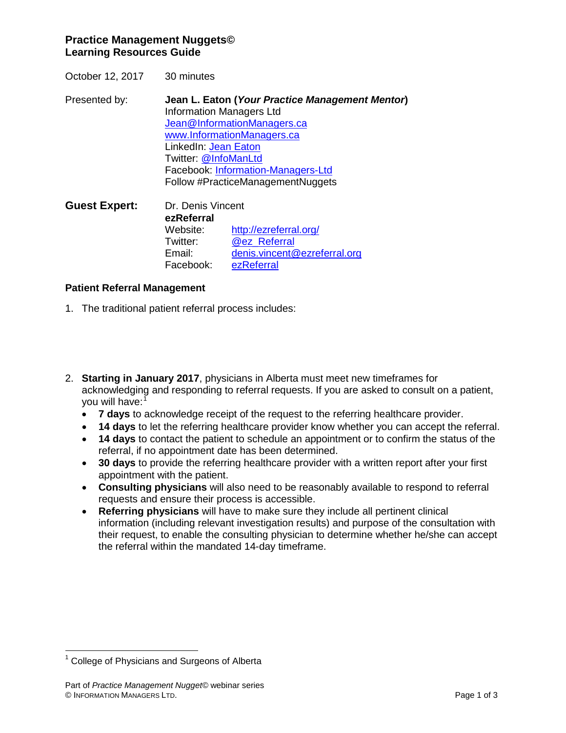**Practice Management Nuggets©**
**Learning Resources Guide**

October 12, 2017 30 minutes

Presented by: **Jean L. Eaton (*Your Practice Management Mentor*)**
Information Managers Ltd
Jean@InformationManagers.ca
www.InformationManagers.ca
LinkedIn: Jean Eaton
Twitter: @InfoManLtd
Facebook: Information-Managers-Ltd
Follow #PracticeManagementNuggets

**Guest Expert:** Dr. Denis Vincent
**ezReferral**

| | |
|---|---|
| Website: | http://ezreferral.org/ |
| Twitter: | @ez_Referral |
| Email: | denis.vincent@ezreferral.org |
| Facebook: | ezReferral |

**Patient Referral Management**

1. The traditional patient referral process includes:

2. **Starting in January 2017**, physicians in Alberta must meet new timeframes for acknowledging and responding to referral requests. If you are asked to consult on a patient, you will have:[1]
   - **7 days** to acknowledge receipt of the request to the referring healthcare provider.
   - **14 days** to let the referring healthcare provider know whether you can accept the referral.
   - **14 days** to contact the patient to schedule an appointment or to confirm the status of the referral, if no appointment date has been determined.
   - **30 days** to provide the referring healthcare provider with a written report after your first appointment with the patient.
   - **Consulting physicians** will also need to be reasonably available to respond to referral requests and ensure their process is accessible.
   - **Referring physicians** will have to make sure they include all pertinent clinical information (including relevant investigation results) and purpose of the consultation with their request, to enable the consulting physician to determine whether he/she can accept the referral within the mandated 14-day timeframe.

[1] College of Physicians and Surgeons of Alberta

Part of *Practice Management Nugget*© webinar series
© Information Managers Ltd.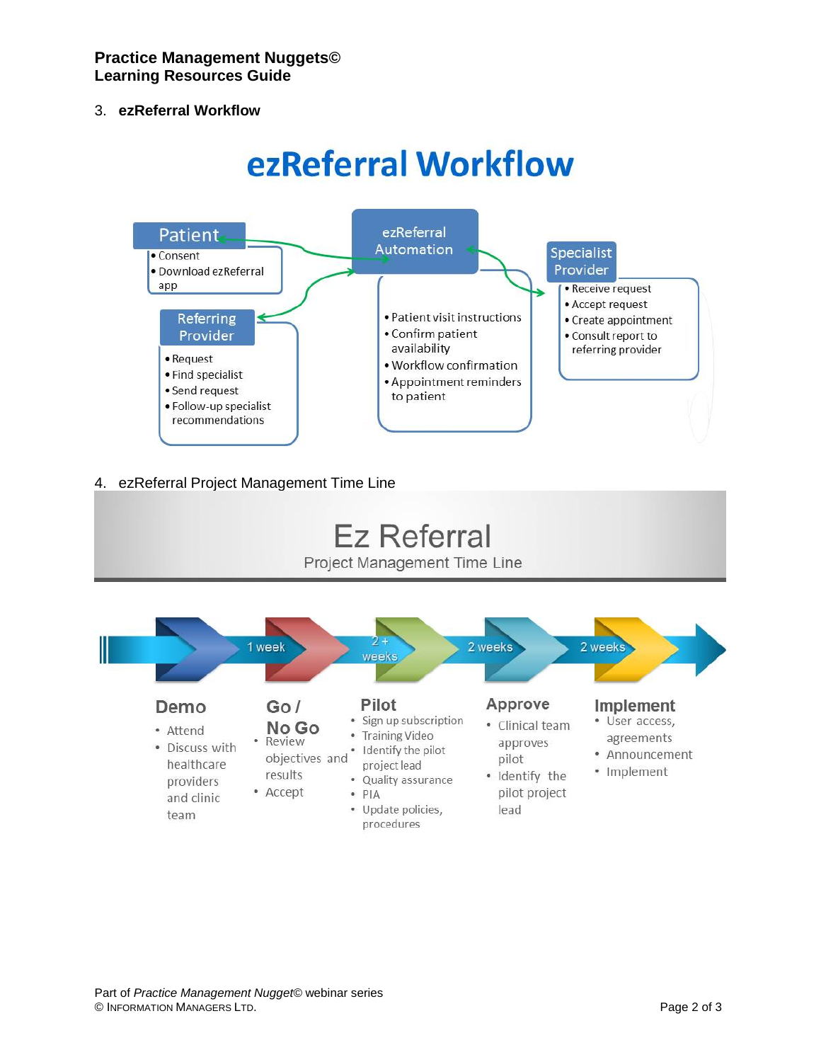3. **ezReferral Workflow**

# ezReferral Workflow

**Patient**
- Consent
- Download ezReferral app

**Referring Provider**
- Request
- Find specialist
- Send request
- Follow-up specialist recommendations

**ezReferral Automation**
- Patient visit instructions
- Confirm patient availability
- Workflow confirmation
- Appointment reminders to patient

**Specialist Provider**
- Receive request
- Accept request
- Create appointment
- Consult report to referring provider

4. ezReferral Project Management Time Line

# Ez Referral

Project Management Time Line

Demo → 1 week → Go / No Go → 2 + weeks → Pilot → 2 weeks → Approve → 2 weeks → Implement

**Demo**
- Attend
- Discuss with healthcare providers and clinic team

**Go / No Go**
- Review objectives and results
- Accept

**Pilot**
- Sign up subscription
- Training Video
- Identify the pilot project lead
- Quality assurance
- PIA
- Update policies, procedures

**Approve**
- Clinical team approves pilot
- Identify the pilot project lead

**Implement**
- User access, agreements
- Announcement
- Implement

Part of *Practice Management Nugget*© webinar series
© Information Managers Ltd.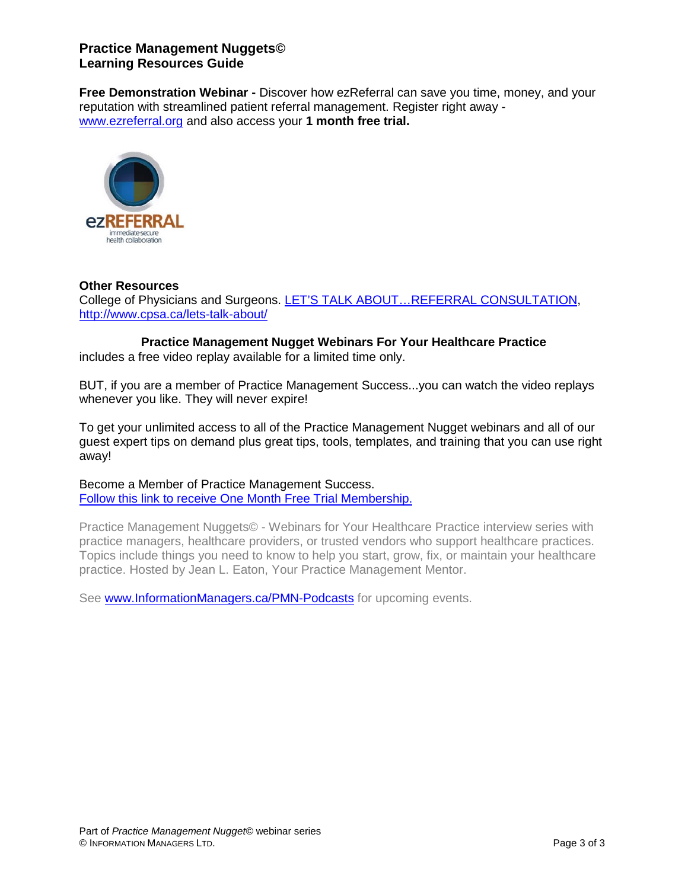**Practice Management Nuggets©**
**Learning Resources Guide**

**Free Demonstration Webinar -** Discover how ezReferral can save you time, money, and your reputation with streamlined patient referral management. Register right away - www.ezreferral.org and also access your **1 month free trial.**

**Other Resources**
College of Physicians and Surgeons. LET'S TALK ABOUT…REFERRAL CONSULTATION, http://www.cpsa.ca/lets-talk-about/

**Practice Management Nugget Webinars For Your Healthcare Practice** includes a free video replay available for a limited time only.

BUT, if you are a member of Practice Management Success...you can watch the video replays whenever you like. They will never expire!

To get your unlimited access to all of the Practice Management Nugget webinars and all of our guest expert tips on demand plus great tips, tools, templates, and training that you can use right away!

Become a Member of Practice Management Success.
Follow this link to receive One Month Free Trial Membership.

Practice Management Nuggets© - Webinars for Your Healthcare Practice interview series with practice managers, healthcare providers, or trusted vendors who support healthcare practices. Topics include things you need to know to help you start, grow, fix, or maintain your healthcare practice. Hosted by Jean L. Eaton, Your Practice Management Mentor.

See www.InformationManagers.ca/PMN-Podcasts for upcoming events.